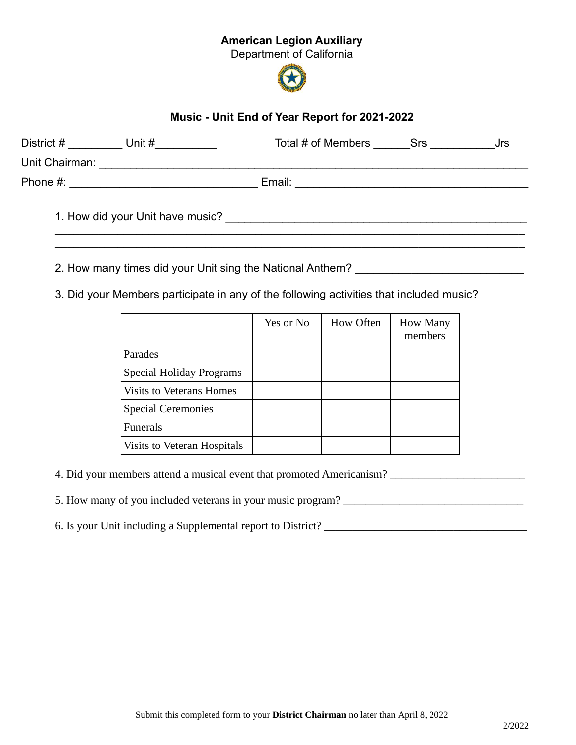**American Legion Auxiliary**
Department of California

## Music - Unit End of Year Report for 2021-2022

District # _________ Unit #__________ Total # of Members ______Srs __________Jrs

Unit Chairman: ______________________________________________________________

Phone #: ______________________________ Email: ______________________________________

1. How did your Unit have music? ______________________________________________

_____________________________________________________________________________

_____________________________________________________________________________

2. How many times did your Unit sing the National Anthem? ___________________________

3. Did your Members participate in any of the following activities that included music?

| | Yes or No | How Often | How Many members |
|---|---|---|---|
| Parades | | | |
| Special Holiday Programs | | | |
| Visits to Veterans Homes | | | |
| Special Ceremonies | | | |
| Funerals | | | |
| Visits to Veteran Hospitals | | | |

4. Did your members attend a musical event that promoted Americanism? ________________________

5. How many of you included veterans in your music program? ________________________________

6. Is your Unit including a Supplemental report to District? ____________________________________

Submit this completed form to your **District Chairman** no later than April 8, 2022

2/2022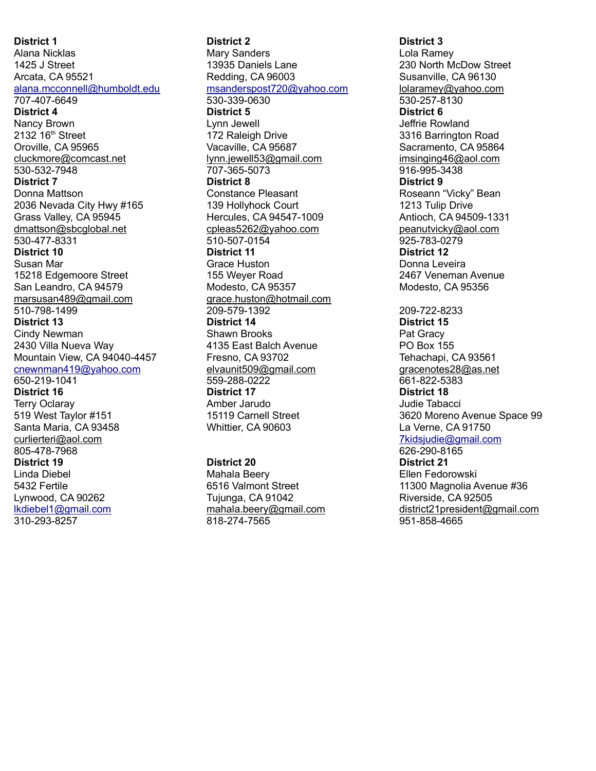**District 1**
Alana Nicklas
1425 J Street
Arcata, CA 95521
alana.mcconnell@humboldt.edu
707-407-6649

**District 2**
Mary Sanders
13935 Daniels Lane
Redding, CA 96003
msanderspost720@yahoo.com
530-339-0630

**District 3**
Lola Ramey
230 North McDow Street
Susanville, CA 96130
lolaramey@yahoo.com
530-257-8130

**District 4**
Nancy Brown
2132 16th Street
Oroville, CA 95965
cluckmore@comcast.net
530-532-7948

**District 5**
Lynn Jewell
172 Raleigh Drive
Vacaville, CA 95687
lynn.jewell53@gmail.com
707-365-5073

**District 6**
Jeffrie Rowland
3316 Barrington Road
Sacramento, CA 95864
imsinging46@aol.com
916-995-3438

**District 7**
Donna Mattson
2036 Nevada City Hwy #165
Grass Valley, CA 95945
dmattson@sbcglobal.net
530-477-8331

**District 8**
Constance Pleasant
139 Hollyhock Court
Hercules, CA 94547-1009
cpleas5262@yahoo.com
510-507-0154

**District 9**
Roseann "Vicky" Bean
1213 Tulip Drive
Antioch, CA 94509-1331
peanutvicky@aol.com
925-783-0279

**District 10**
Susan Mar
15218 Edgemoore Street
San Leandro, CA 94579
marsusan489@gmail.com
510-798-1499

**District 11**
Grace Huston
155 Weyer Road
Modesto, CA 95357
grace.huston@hotmail.com
209-579-1392

**District 12**
Donna Leveira
2467 Veneman Avenue
Modesto, CA 95356

209-722-8233

**District 13**
Cindy Newman
2430 Villa Nueva Way
Mountain View, CA 94040-4457
cnewnman419@yahoo.com
650-219-1041

**District 14**
Shawn Brooks
4135 East Balch Avenue
Fresno, CA 93702
elvaunit509@gmail.com
559-288-0222

**District 15**
Pat Gracy
PO Box 155
Tehachapi, CA 93561
gracenotes28@as.net
661-822-5383

**District 16**
Terry Oclaray
519 West Taylor #151
Santa Maria, CA 93458
curlierteri@aol.com
805-478-7968

**District 17**
Amber Jarudo
15119 Carnell Street
Whittier, CA 90603

**District 18**
Judie Tabacci
3620 Moreno Avenue Space 99
La Verne, CA 91750
7kidsjudie@gmail.com
626-290-8165

**District 19**
Linda Diebel
5432 Fertile
Lynwood, CA 90262
lkdiebel1@gmail.com
310-293-8257

**District 20**
Mahala Beery
6516 Valmont Street
Tujunga, CA 91042
mahala.beery@gmail.com
818-274-7565

**District 21**
Ellen Fedorowski
11300 Magnolia Avenue #36
Riverside, CA 92505
district21president@gmail.com
951-858-4665